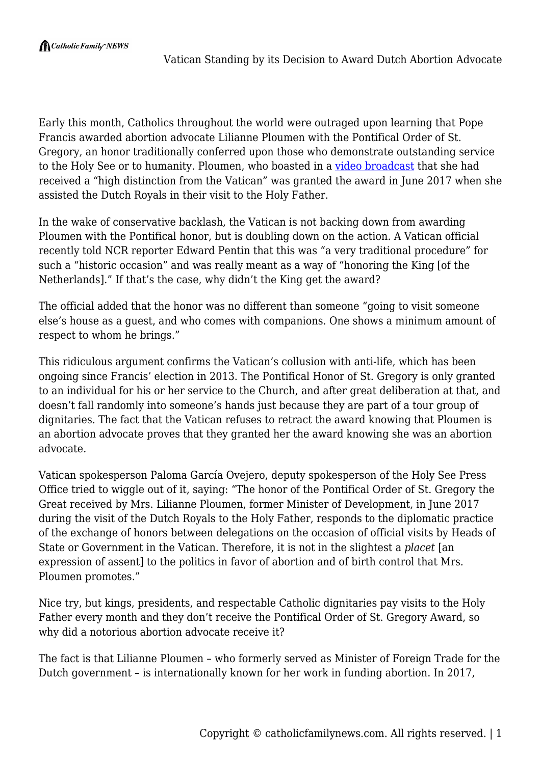# Vatican Standing by its Decision to Award Dutch Abortion Advocate

Early this month, Catholics throughout the world were outraged upon learning that Pope Francis awarded abortion advocate Lilianne Ploumen with the Pontifical Order of St. Gregory, an honor traditionally conferred upon those who demonstrate outstanding service to the Holy See or to humanity. Ploumen, who boasted in a [video broadcast]() that she had received a "high distinction from the Vatican" was granted the award in June 2017 when she assisted the Dutch Royals in their visit to the Holy Father.

In the wake of conservative backlash, the Vatican is not backing down from awarding Ploumen with the Pontifical honor, but is doubling down on the action. A Vatican official recently told NCR reporter Edward Pentin that this was "a very traditional procedure" for such a "historic occasion" and was really meant as a way of "honoring the King [of the Netherlands]." If that's the case, why didn't the King get the award?

The official added that the honor was no different than someone "going to visit someone else's house as a guest, and who comes with companions. One shows a minimum amount of respect to whom he brings."

This ridiculous argument confirms the Vatican's collusion with anti-life, which has been ongoing since Francis' election in 2013. The Pontifical Honor of St. Gregory is only granted to an individual for his or her service to the Church, and after great deliberation at that, and doesn't fall randomly into someone's hands just because they are part of a tour group of dignitaries. The fact that the Vatican refuses to retract the award knowing that Ploumen is an abortion advocate proves that they granted her the award knowing she was an abortion advocate.

Vatican spokesperson Paloma García Ovejero, deputy spokesperson of the Holy See Press Office tried to wiggle out of it, saying: "The honor of the Pontifical Order of St. Gregory the Great received by Mrs. Lilianne Ploumen, former Minister of Development, in June 2017 during the visit of the Dutch Royals to the Holy Father, responds to the diplomatic practice of the exchange of honors between delegations on the occasion of official visits by Heads of State or Government in the Vatican. Therefore, it is not in the slightest a *placet* [an expression of assent] to the politics in favor of abortion and of birth control that Mrs. Ploumen promotes."

Nice try, but kings, presidents, and respectable Catholic dignitaries pay visits to the Holy Father every month and they don't receive the Pontifical Order of St. Gregory Award, so why did a notorious abortion advocate receive it?

The fact is that Lilianne Ploumen – who formerly served as Minister of Foreign Trade for the Dutch government – is internationally known for her work in funding abortion. In 2017,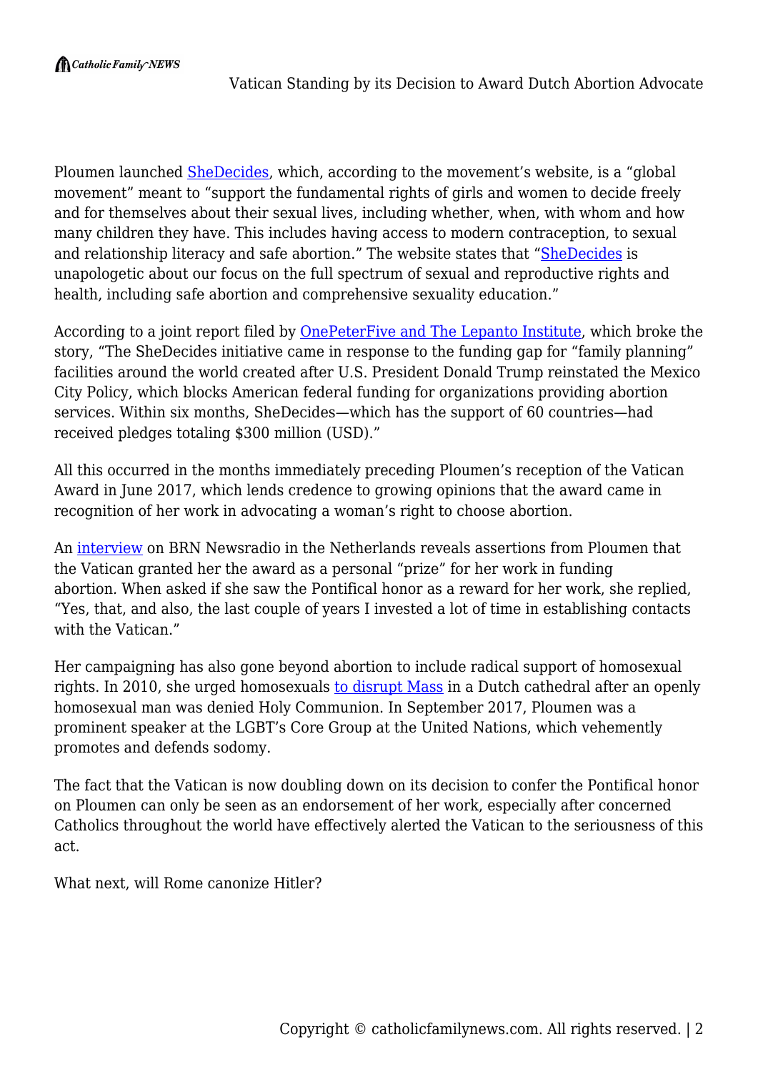Ploumen launched SheDecides, which, according to the movement's website, is a "global movement" meant to "support the fundamental rights of girls and women to decide freely and for themselves about their sexual lives, including whether, when, with whom and how many children they have. This includes having access to modern contraception, to sexual and relationship literacy and safe abortion." The website states that "SheDecides is unapologetic about our focus on the full spectrum of sexual and reproductive rights and health, including safe abortion and comprehensive sexuality education."

According to a joint report filed by OnePeterFive and The Lepanto Institute, which broke the story, "The SheDecides initiative came in response to the funding gap for "family planning" facilities around the world created after U.S. President Donald Trump reinstated the Mexico City Policy, which blocks American federal funding for organizations providing abortion services. Within six months, SheDecides—which has the support of 60 countries—had received pledges totaling $300 million (USD)."

All this occurred in the months immediately preceding Ploumen's reception of the Vatican Award in June 2017, which lends credence to growing opinions that the award came in recognition of her work in advocating a woman's right to choose abortion.

An interview on BRN Newsradio in the Netherlands reveals assertions from Ploumen that the Vatican granted her the award as a personal "prize" for her work in funding abortion. When asked if she saw the Pontifical honor as a reward for her work, she replied, "Yes, that, and also, the last couple of years I invested a lot of time in establishing contacts with the Vatican."

Her campaigning has also gone beyond abortion to include radical support of homosexual rights. In 2010, she urged homosexuals to disrupt Mass in a Dutch cathedral after an openly homosexual man was denied Holy Communion. In September 2017, Ploumen was a prominent speaker at the LGBT's Core Group at the United Nations, which vehemently promotes and defends sodomy.

The fact that the Vatican is now doubling down on its decision to confer the Pontifical honor on Ploumen can only be seen as an endorsement of her work, especially after concerned Catholics throughout the world have effectively alerted the Vatican to the seriousness of this act.

What next, will Rome canonize Hitler?